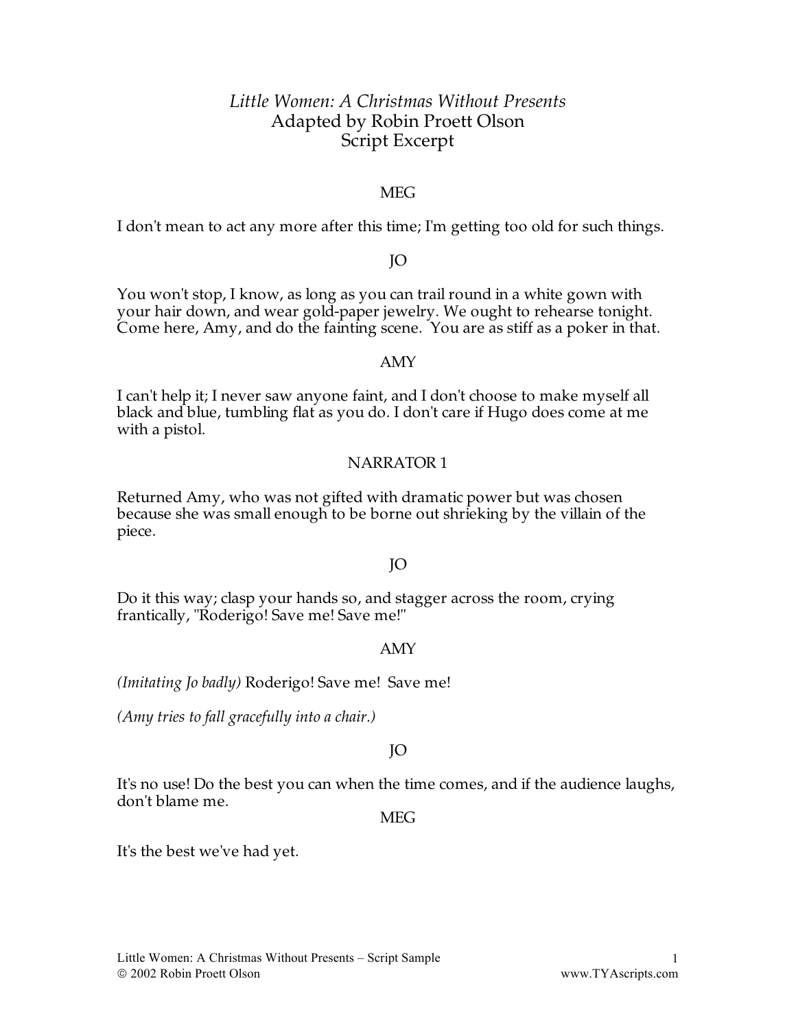*Little Women: A Christmas Without Presents*
Adapted by Robin Proett Olson
Script Excerpt

MEG

I don't mean to act any more after this time; I'm getting too old for such things.

JO

You won't stop, I know, as long as you can trail round in a white gown with your hair down, and wear gold-paper jewelry. We ought to rehearse tonight. Come here, Amy, and do the fainting scene. You are as stiff as a poker in that.

AMY

I can't help it; I never saw anyone faint, and I don't choose to make myself all black and blue, tumbling flat as you do. I don't care if Hugo does come at me with a pistol.

NARRATOR 1

Returned Amy, who was not gifted with dramatic power but was chosen because she was small enough to be borne out shrieking by the villain of the piece.

JO

Do it this way; clasp your hands so, and stagger across the room, crying frantically, "Roderigo! Save me! Save me!"

AMY

*(Imitating Jo badly)* Roderigo! Save me! Save me!

*(Amy tries to fall gracefully into a chair.)*

JO

It's no use! Do the best you can when the time comes, and if the audience laughs, don't blame me.

MEG

It's the best we've had yet.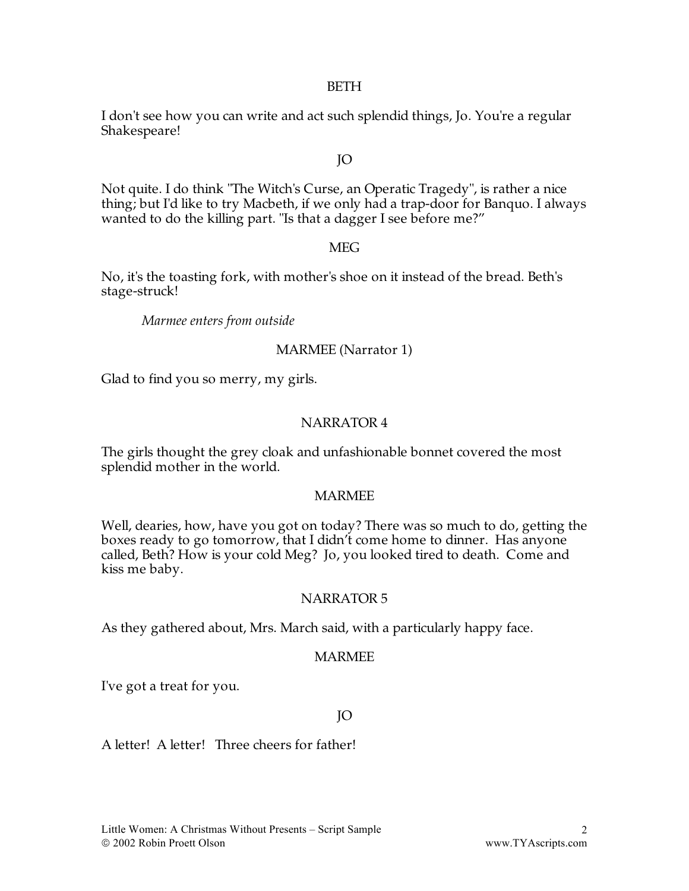BETH

I don't see how you can write and act such splendid things, Jo. You're a regular Shakespeare!

JO

Not quite. I do think "The Witch's Curse, an Operatic Tragedy", is rather a nice thing; but I'd like to try Macbeth, if we only had a trap-door for Banquo. I always wanted to do the killing part. "Is that a dagger I see before me?"

MEG

No, it's the toasting fork, with mother's shoe on it instead of the bread. Beth's stage-struck!

*Marmee enters from outside*

MARMEE (Narrator 1)

Glad to find you so merry, my girls.

NARRATOR 4

The girls thought the grey cloak and unfashionable bonnet covered the most splendid mother in the world.

MARMEE

Well, dearies, how, have you got on today? There was so much to do, getting the boxes ready to go tomorrow, that I didn't come home to dinner. Has anyone called, Beth? How is your cold Meg? Jo, you looked tired to death. Come and kiss me baby.

NARRATOR 5

As they gathered about, Mrs. March said, with a particularly happy face.

MARMEE

I've got a treat for you.

JO

A letter! A letter! Three cheers for father!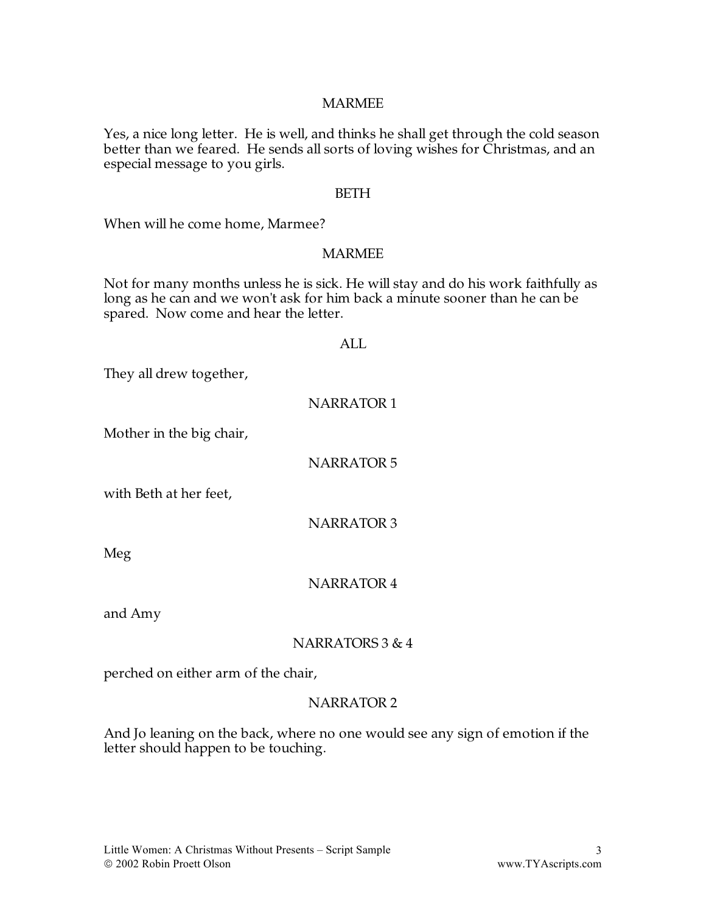MARMEE

Yes, a nice long letter. He is well, and thinks he shall get through the cold season better than we feared. He sends all sorts of loving wishes for Christmas, and an especial message to you girls.

BETH

When will he come home, Marmee?

MARMEE

Not for many months unless he is sick. He will stay and do his work faithfully as long as he can and we won't ask for him back a minute sooner than he can be spared. Now come and hear the letter.

ALL

They all drew together,

NARRATOR 1

Mother in the big chair,

NARRATOR 5

with Beth at her feet,

NARRATOR 3

Meg

NARRATOR 4

and Amy

NARRATORS 3 & 4

perched on either arm of the chair,

NARRATOR 2

And Jo leaning on the back, where no one would see any sign of emotion if the letter should happen to be touching.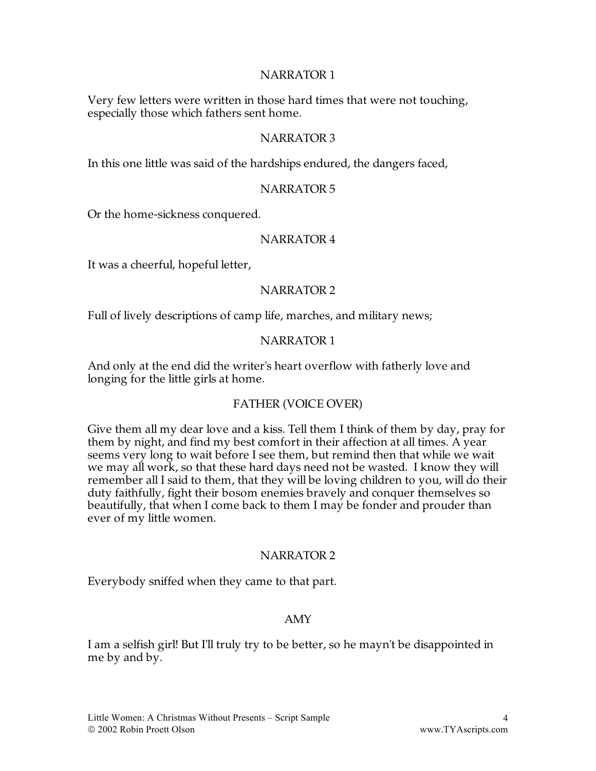NARRATOR 1

Very few letters were written in those hard times that were not touching, especially those which fathers sent home.

NARRATOR 3

In this one little was said of the hardships endured, the dangers faced,

NARRATOR 5

Or the home-sickness conquered.

NARRATOR 4

It was a cheerful, hopeful letter,

NARRATOR 2

Full of lively descriptions of camp life, marches, and military news;

NARRATOR 1

And only at the end did the writer's heart overflow with fatherly love and longing for the little girls at home.

FATHER (VOICE OVER)

Give them all my dear love and a kiss. Tell them I think of them by day, pray for them by night, and find my best comfort in their affection at all times. A year seems very long to wait before I see them, but remind then that while we wait we may all work, so that these hard days need not be wasted. I know they will remember all I said to them, that they will be loving children to you, will do their duty faithfully, fight their bosom enemies bravely and conquer themselves so beautifully, that when I come back to them I may be fonder and prouder than ever of my little women.

NARRATOR 2

Everybody sniffed when they came to that part.

AMY

I am a selfish girl! But I'll truly try to be better, so he mayn't be disappointed in me by and by.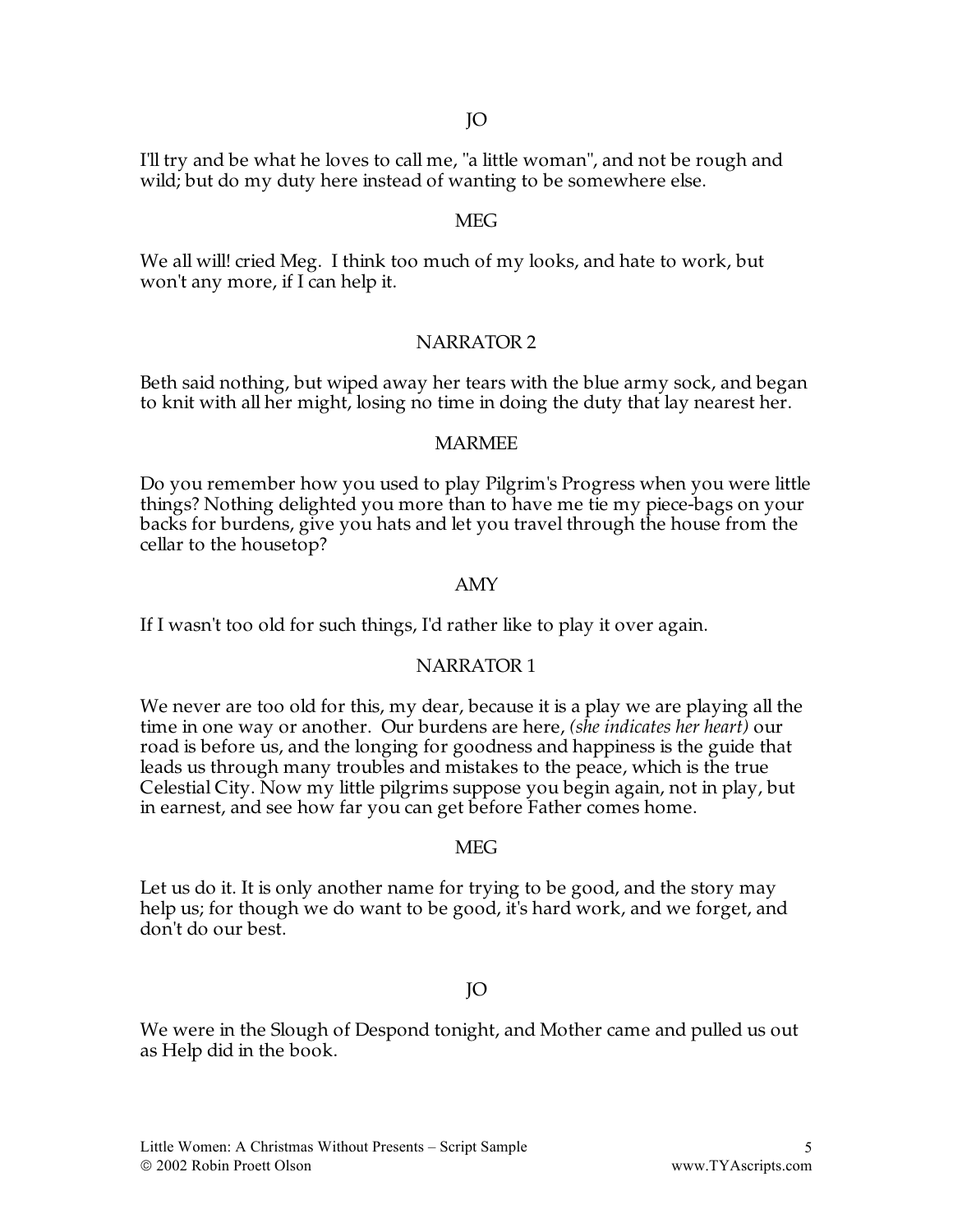JO

I'll try and be what he loves to call me, "a little woman", and not be rough and wild; but do my duty here instead of wanting to be somewhere else.

MEG

We all will! cried Meg. I think too much of my looks, and hate to work, but won't any more, if I can help it.

NARRATOR 2

Beth said nothing, but wiped away her tears with the blue army sock, and began to knit with all her might, losing no time in doing the duty that lay nearest her.

MARMEE

Do you remember how you used to play Pilgrim's Progress when you were little things? Nothing delighted you more than to have me tie my piece-bags on your backs for burdens, give you hats and let you travel through the house from the cellar to the housetop?

AMY

If I wasn't too old for such things, I'd rather like to play it over again.

NARRATOR 1

We never are too old for this, my dear, because it is a play we are playing all the time in one way or another. Our burdens are here, *(she indicates her heart)* our road is before us, and the longing for goodness and happiness is the guide that leads us through many troubles and mistakes to the peace, which is the true Celestial City. Now my little pilgrims suppose you begin again, not in play, but in earnest, and see how far you can get before Father comes home.

MEG

Let us do it. It is only another name for trying to be good, and the story may help us; for though we do want to be good, it's hard work, and we forget, and don't do our best.

JO

We were in the Slough of Despond tonight, and Mother came and pulled us out as Help did in the book.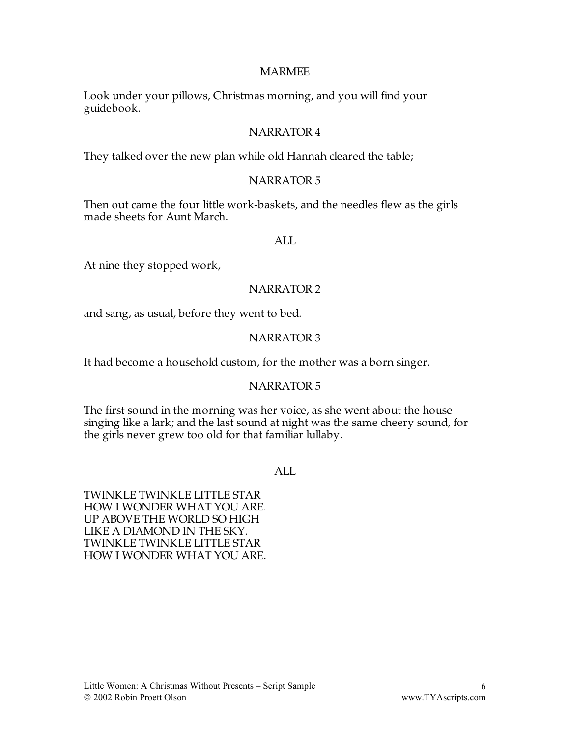MARMEE

Look under your pillows, Christmas morning, and you will find your guidebook.

NARRATOR 4

They talked over the new plan while old Hannah cleared the table;

NARRATOR 5

Then out came the four little work-baskets, and the needles flew as the girls made sheets for Aunt March.

ALL

At nine they stopped work,

NARRATOR 2

and sang, as usual, before they went to bed.

NARRATOR 3

It had become a household custom, for the mother was a born singer.

NARRATOR 5

The first sound in the morning was her voice, as she went about the house singing like a lark; and the last sound at night was the same cheery sound, for the girls never grew too old for that familiar lullaby.

ALL

TWINKLE TWINKLE LITTLE STAR
HOW I WONDER WHAT YOU ARE.
UP ABOVE THE WORLD SO HIGH
LIKE A DIAMOND IN THE SKY.
TWINKLE TWINKLE LITTLE STAR
HOW I WONDER WHAT YOU ARE.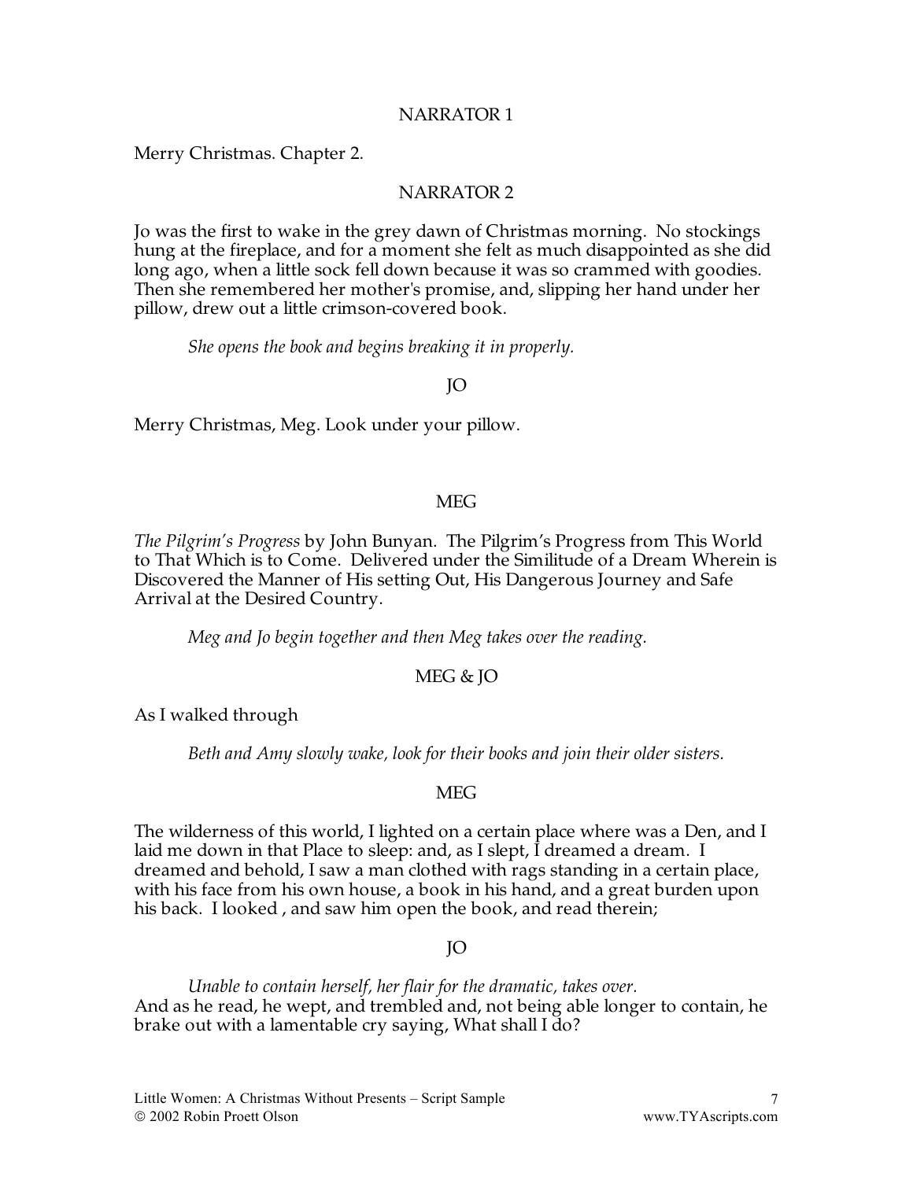NARRATOR 1

Merry Christmas. Chapter 2.

NARRATOR 2

Jo was the first to wake in the grey dawn of Christmas morning. No stockings hung at the fireplace, and for a moment she felt as much disappointed as she did long ago, when a little sock fell down because it was so crammed with goodies. Then she remembered her mother's promise, and, slipping her hand under her pillow, drew out a little crimson-covered book.

*She opens the book and begins breaking it in properly.*

JO

Merry Christmas, Meg. Look under your pillow.

MEG

*The Pilgrim's Progress* by John Bunyan. The Pilgrim's Progress from This World to That Which is to Come. Delivered under the Similitude of a Dream Wherein is Discovered the Manner of His setting Out, His Dangerous Journey and Safe Arrival at the Desired Country.

*Meg and Jo begin together and then Meg takes over the reading.*

MEG & JO

As I walked through

*Beth and Amy slowly wake, look for their books and join their older sisters.*

MEG

The wilderness of this world, I lighted on a certain place where was a Den, and I laid me down in that Place to sleep: and, as I slept, I dreamed a dream. I dreamed and behold, I saw a man clothed with rags standing in a certain place, with his face from his own house, a book in his hand, and a great burden upon his back. I looked , and saw him open the book, and read therein;

JO

*Unable to contain herself, her flair for the dramatic, takes over.*

And as he read, he wept, and trembled and, not being able longer to contain, he brake out with a lamentable cry saying, What shall I do?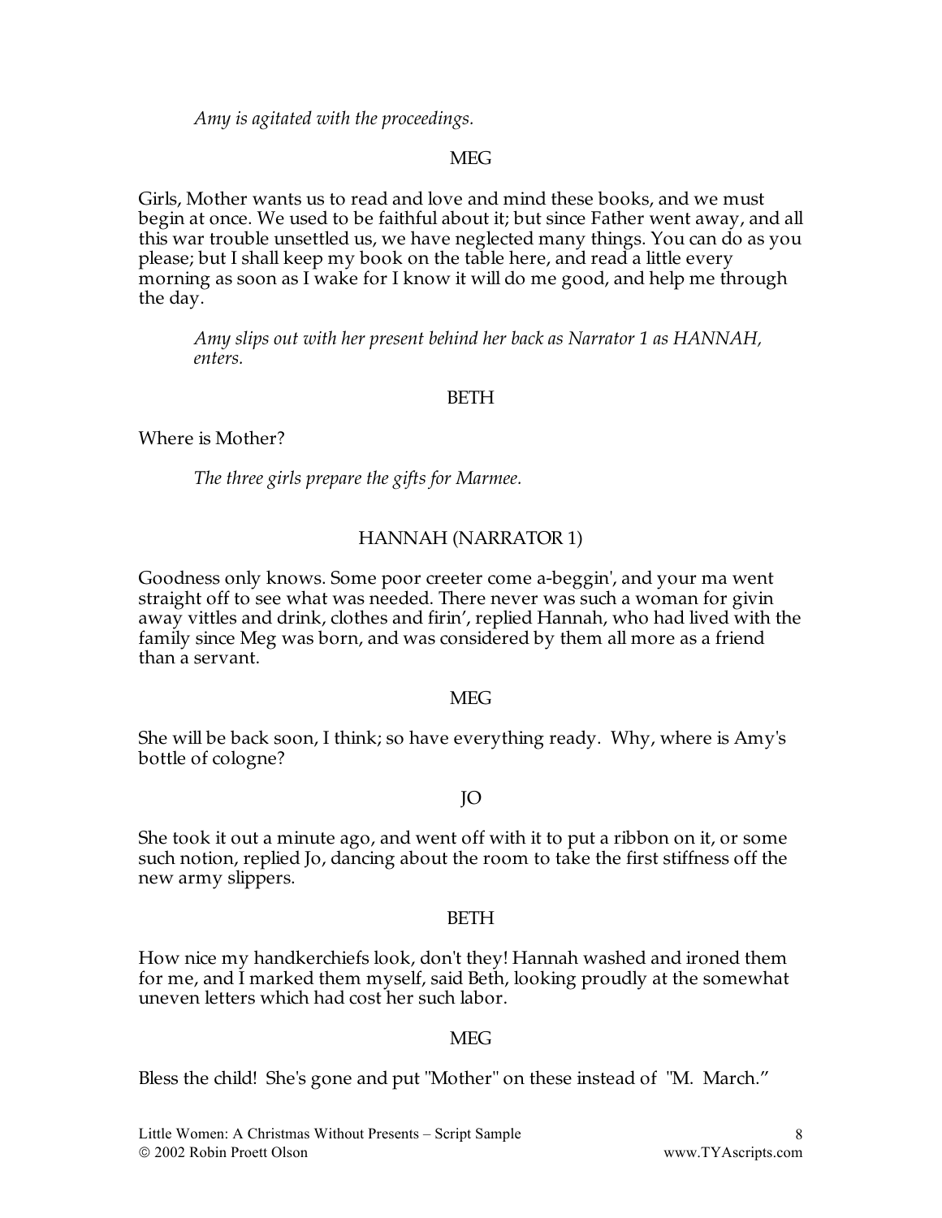*Amy is agitated with the proceedings.*

MEG

Girls, Mother wants us to read and love and mind these books, and we must begin at once. We used to be faithful about it; but since Father went away, and all this war trouble unsettled us, we have neglected many things. You can do as you please; but I shall keep my book on the table here, and read a little every morning as soon as I wake for I know it will do me good, and help me through the day.

*Amy slips out with her present behind her back as Narrator 1 as HANNAH, enters.*

BETH

Where is Mother?

*The three girls prepare the gifts for Marmee.*

HANNAH (NARRATOR 1)

Goodness only knows. Some poor creeter come a-beggin', and your ma went straight off to see what was needed. There never was such a woman for givin away vittles and drink, clothes and firin', replied Hannah, who had lived with the family since Meg was born, and was considered by them all more as a friend than a servant.

MEG

She will be back soon, I think; so have everything ready. Why, where is Amy's bottle of cologne?

JO

She took it out a minute ago, and went off with it to put a ribbon on it, or some such notion, replied Jo, dancing about the room to take the first stiffness off the new army slippers.

BETH

How nice my handkerchiefs look, don't they! Hannah washed and ironed them for me, and I marked them myself, said Beth, looking proudly at the somewhat uneven letters which had cost her such labor.

MEG

Bless the child! She's gone and put "Mother" on these instead of "M. March."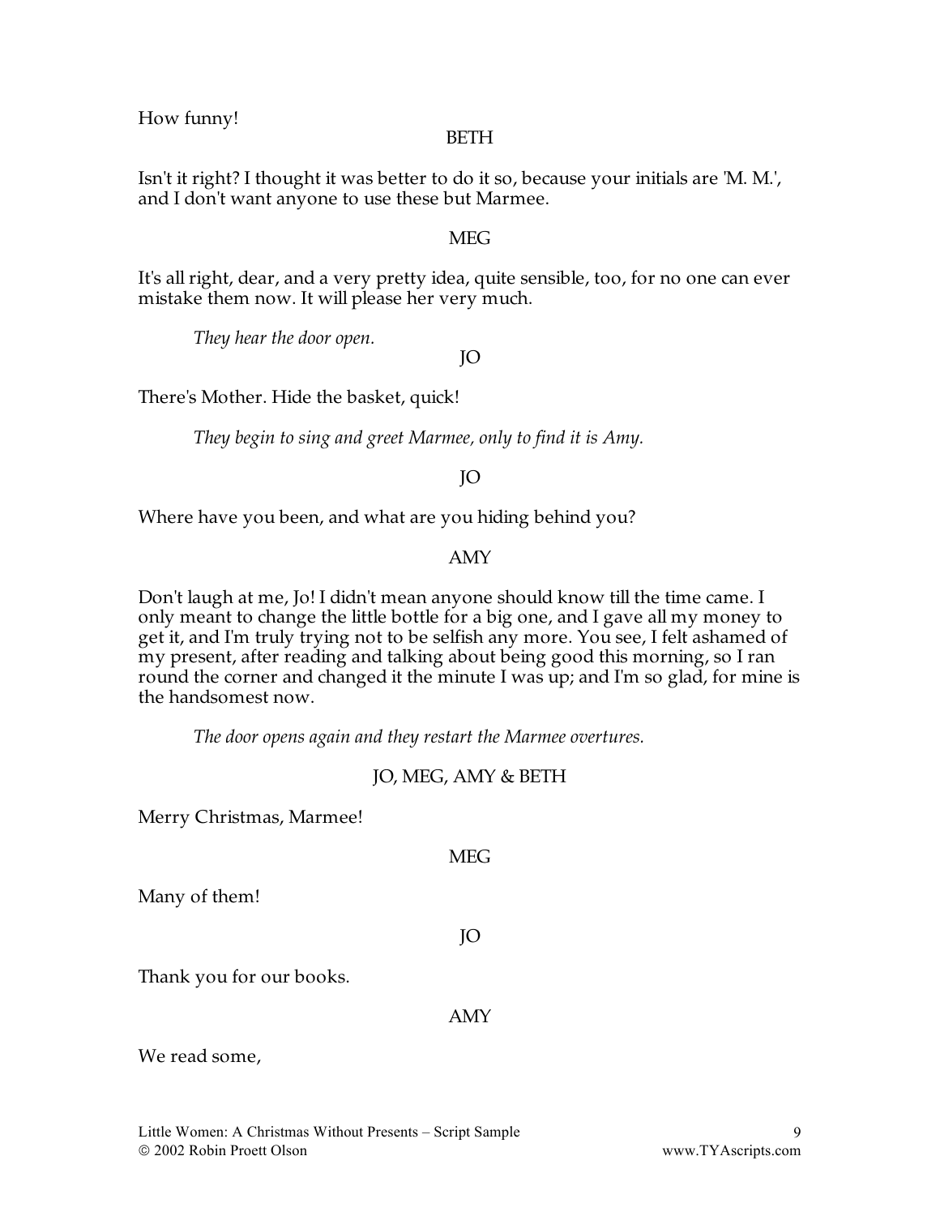How funny!

BETH

Isn't it right? I thought it was better to do it so, because your initials are 'M. M.', and I don't want anyone to use these but Marmee.

MEG

It's all right, dear, and a very pretty idea, quite sensible, too, for no one can ever mistake them now. It will please her very much.

*They hear the door open.*

JO

There's Mother. Hide the basket, quick!

*They begin to sing and greet Marmee, only to find it is Amy.*

JO

Where have you been, and what are you hiding behind you?

AMY

Don't laugh at me, Jo! I didn't mean anyone should know till the time came. I only meant to change the little bottle for a big one, and I gave all my money to get it, and I'm truly trying not to be selfish any more. You see, I felt ashamed of my present, after reading and talking about being good this morning, so I ran round the corner and changed it the minute I was up; and I'm so glad, for mine is the handsomest now.

*The door opens again and they restart the Marmee overtures.*

JO, MEG, AMY & BETH

Merry Christmas, Marmee!

MEG

Many of them!

JO

Thank you for our books.

AMY

We read some,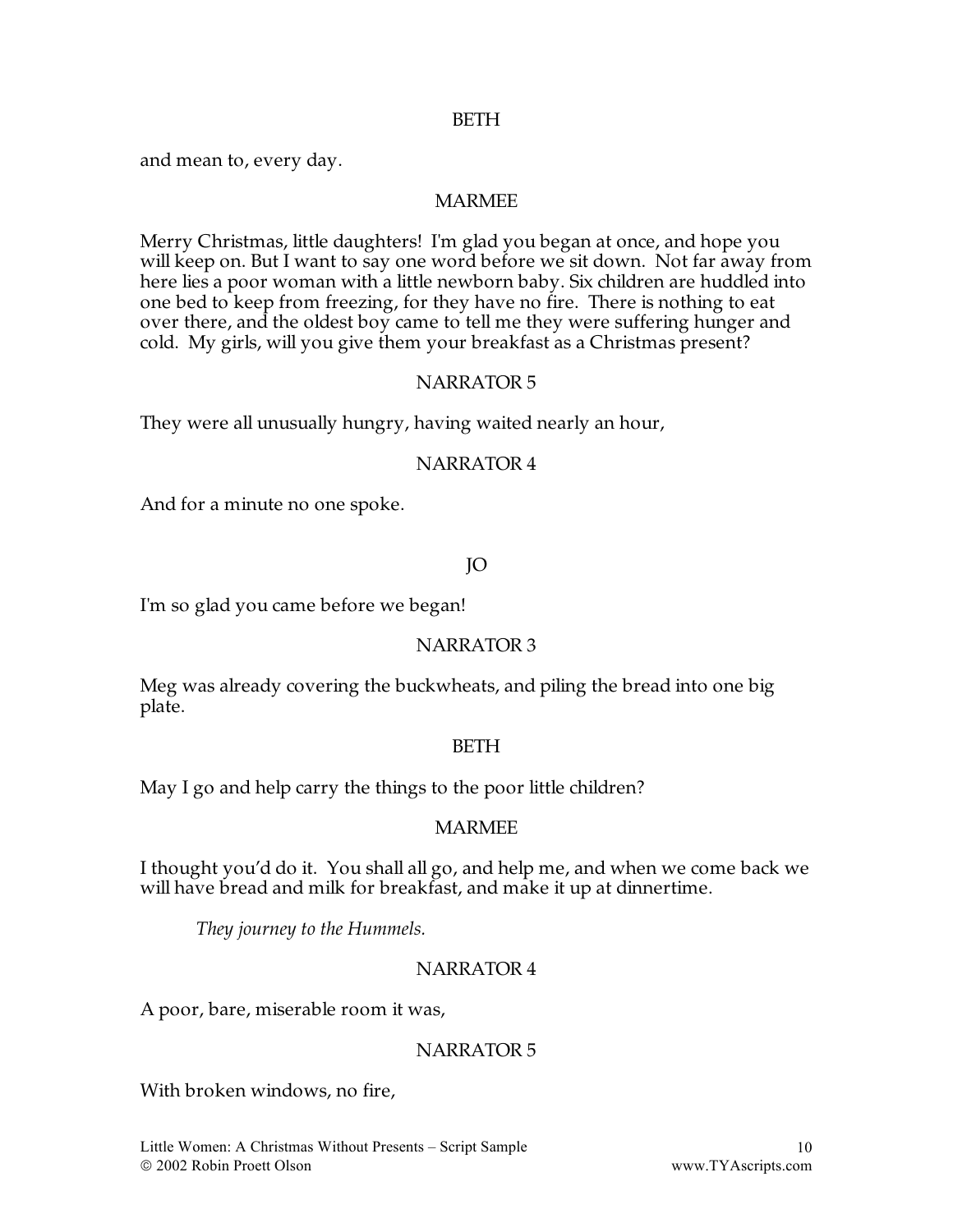BETH

and mean to, every day.

MARMEE

Merry Christmas, little daughters! I'm glad you began at once, and hope you will keep on. But I want to say one word before we sit down. Not far away from here lies a poor woman with a little newborn baby. Six children are huddled into one bed to keep from freezing, for they have no fire. There is nothing to eat over there, and the oldest boy came to tell me they were suffering hunger and cold. My girls, will you give them your breakfast as a Christmas present?

NARRATOR 5

They were all unusually hungry, having waited nearly an hour,

NARRATOR 4

And for a minute no one spoke.

JO

I'm so glad you came before we began!

NARRATOR 3

Meg was already covering the buckwheats, and piling the bread into one big plate.

BETH

May I go and help carry the things to the poor little children?

MARMEE

I thought you'd do it. You shall all go, and help me, and when we come back we will have bread and milk for breakfast, and make it up at dinnertime.

*They journey to the Hummels.*

NARRATOR 4

A poor, bare, miserable room it was,

NARRATOR 5

With broken windows, no fire,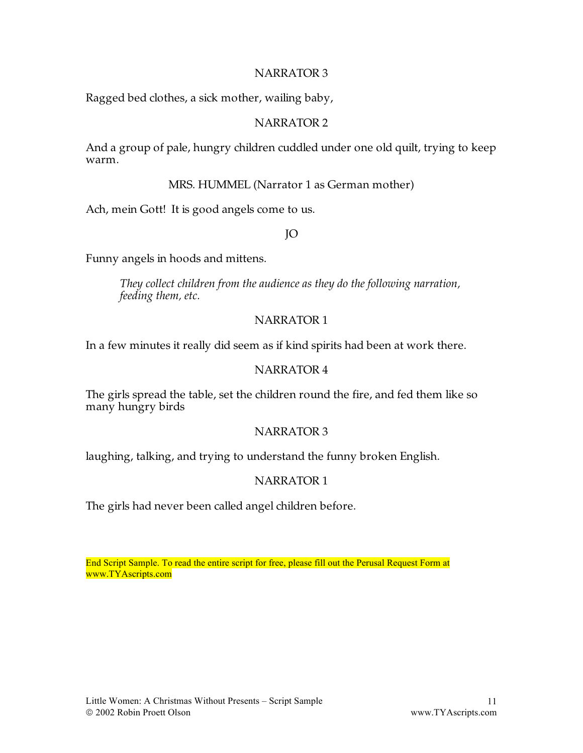NARRATOR 3

Ragged bed clothes, a sick mother, wailing baby,

NARRATOR 2

And a group of pale, hungry children cuddled under one old quilt, trying to keep warm.

MRS. HUMMEL (Narrator 1 as German mother)

Ach, mein Gott! It is good angels come to us.

JO

Funny angels in hoods and mittens.

*They collect children from the audience as they do the following narration, feeding them, etc.*

NARRATOR 1

In a few minutes it really did seem as if kind spirits had been at work there.

NARRATOR 4

The girls spread the table, set the children round the fire, and fed them like so many hungry birds

NARRATOR 3

laughing, talking, and trying to understand the funny broken English.

NARRATOR 1

The girls had never been called angel children before.

End Script Sample. To read the entire script for free, please fill out the Perusal Request Form at www.TYAscripts.com